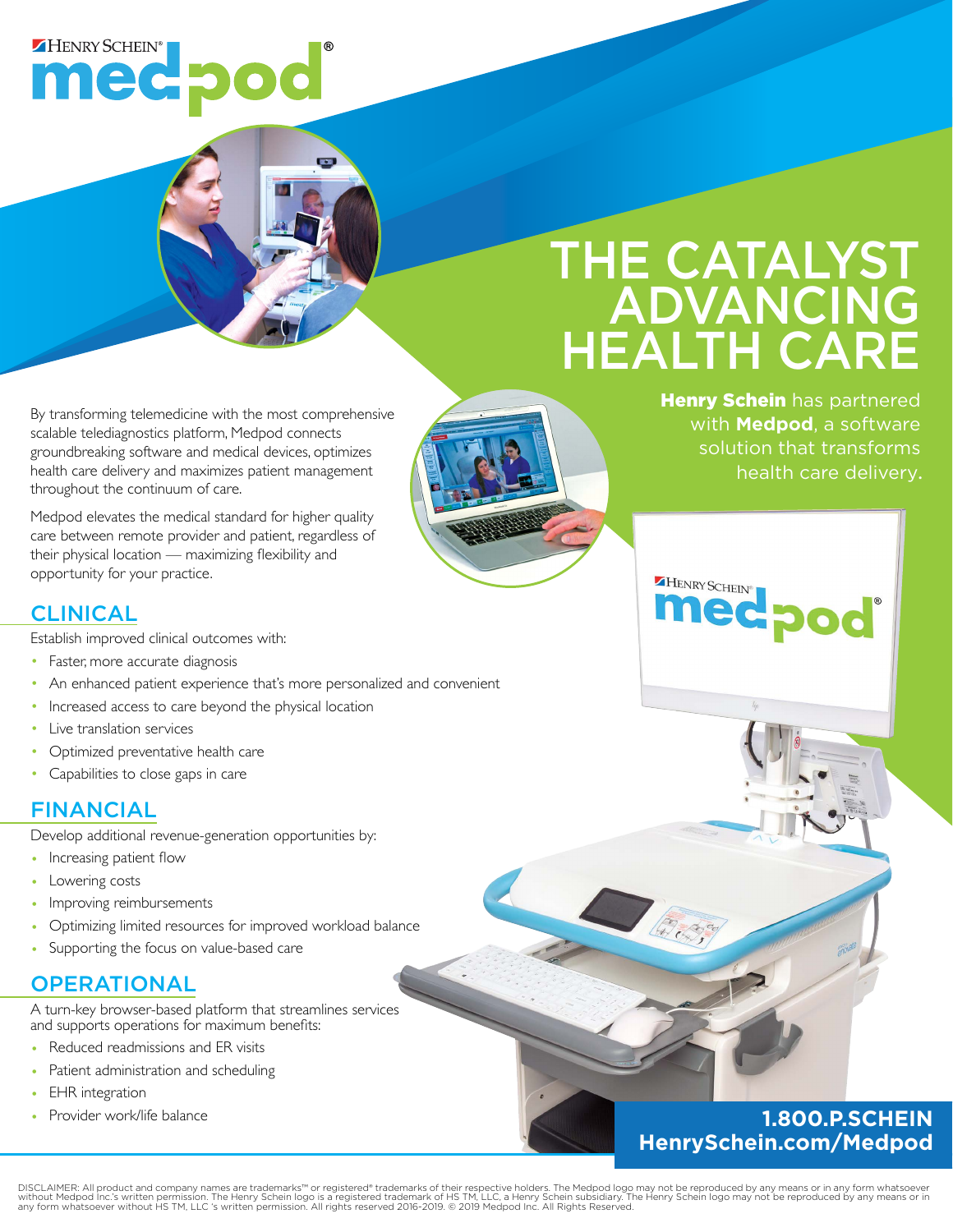HENRY SCHEIN® medpod®

# THE CATALYST ADVANCING HEALTH CARE

**Henry Schein** has partnered with **Medpod**, a software solution that transforms health care delivery.

By transforming telemedicine with the most comprehensive scalable telediagnostics platform, Medpod connects groundbreaking software and medical devices, optimizes health care delivery and maximizes patient management throughout the continuum of care.

Medpod elevates the medical standard for higher quality care between remote provider and patient, regardless of their physical location — maximizing flexibility and opportunity for your practice.

## CLINICAL

Establish improved clinical outcomes with:

- Faster, more accurate diagnosis
- An enhanced patient experience that's more personalized and convenient
- Increased access to care beyond the physical location
- Live translation services
- Optimized preventative health care
- Capabilities to close gaps in care

## FINANCIAL

Develop additional revenue-generation opportunities by:

- Increasing patient flow
- Lowering costs
- Improving reimbursements
- Optimizing limited resources for improved workload balance
- Supporting the focus on value-based care

## OPERATIONAL

A turn-key browser-based platform that streamlines services and supports operations for maximum benefits:

- Reduced readmissions and ER visits
- Patient administration and scheduling
- EHR integration
- Provider work/life balance

**1.800.P.SCHEIN**
**HenrySchein.com/Medpod**

DISCLAIMER: All product and company names are trademarks™ or registered® trademarks of their respective holders. The Medpod logo may not be reproduced by any means or in any form whatsoever without Medpod Inc.'s written permission. The Henry Schein logo is a registered trademark of HS TM, LLC, a Henry Schein subsidiary. The Henry Schein logo may not be reproduced by any means or in any form whatsoever without HS TM, LLC 's written permission. All rights reserved 2016-2019. © 2019 Medpod Inc. All Rights Reserved.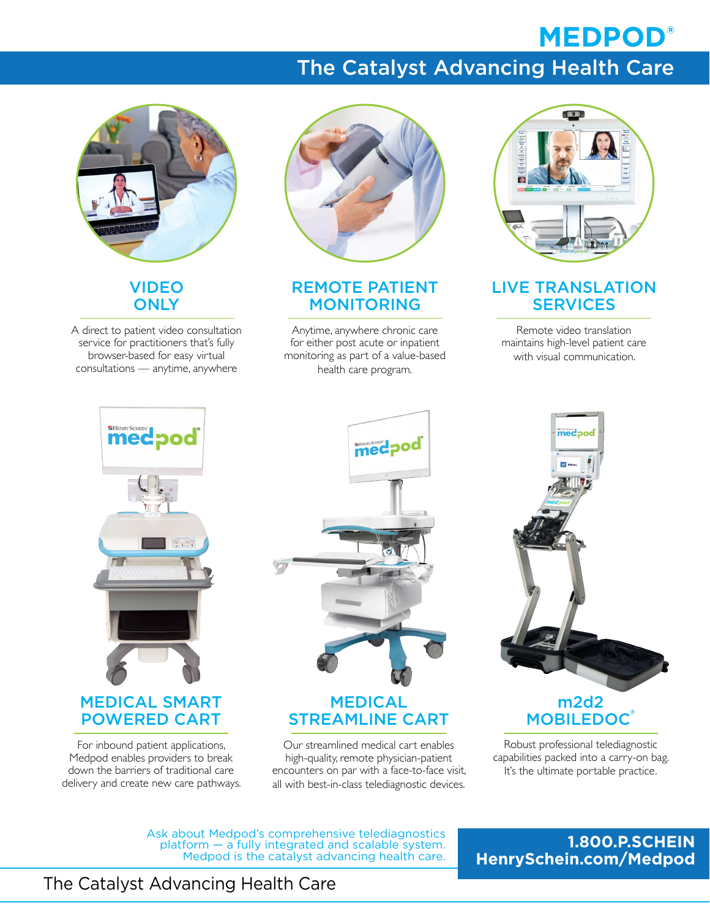# MEDPOD®

## The Catalyst Advancing Health Care

### VIDEO ONLY

A direct to patient video consultation service for practitioners that's fully browser-based for easy virtual consultations — anytime, anywhere

### REMOTE PATIENT MONITORING

Anytime, anywhere chronic care for either post acute or inpatient monitoring as part of a value-based health care program.

### LIVE TRANSLATION SERVICES

Remote video translation maintains high-level patient care with visual communication.

### MEDICAL SMART POWERED CART

For inbound patient applications, Medpod enables providers to break down the barriers of traditional care delivery and create new care pathways.

### MEDICAL STREAMLINE CART

Our streamlined medical cart enables high-quality, remote physician-patient encounters on par with a face-to-face visit, all with best-in-class telediagnostic devices.

### m2d2 MOBILEDOC®

Robust professional telediagnostic capabilities packed into a carry-on bag. It's the ultimate portable practice.

Ask about Medpod's comprehensive telediagnostics platform — a fully integrated and scalable system. Medpod is the catalyst advancing health care.

**1.800.P.SCHEIN**
**HenrySchein.com/Medpod**

The Catalyst Advancing Health Care